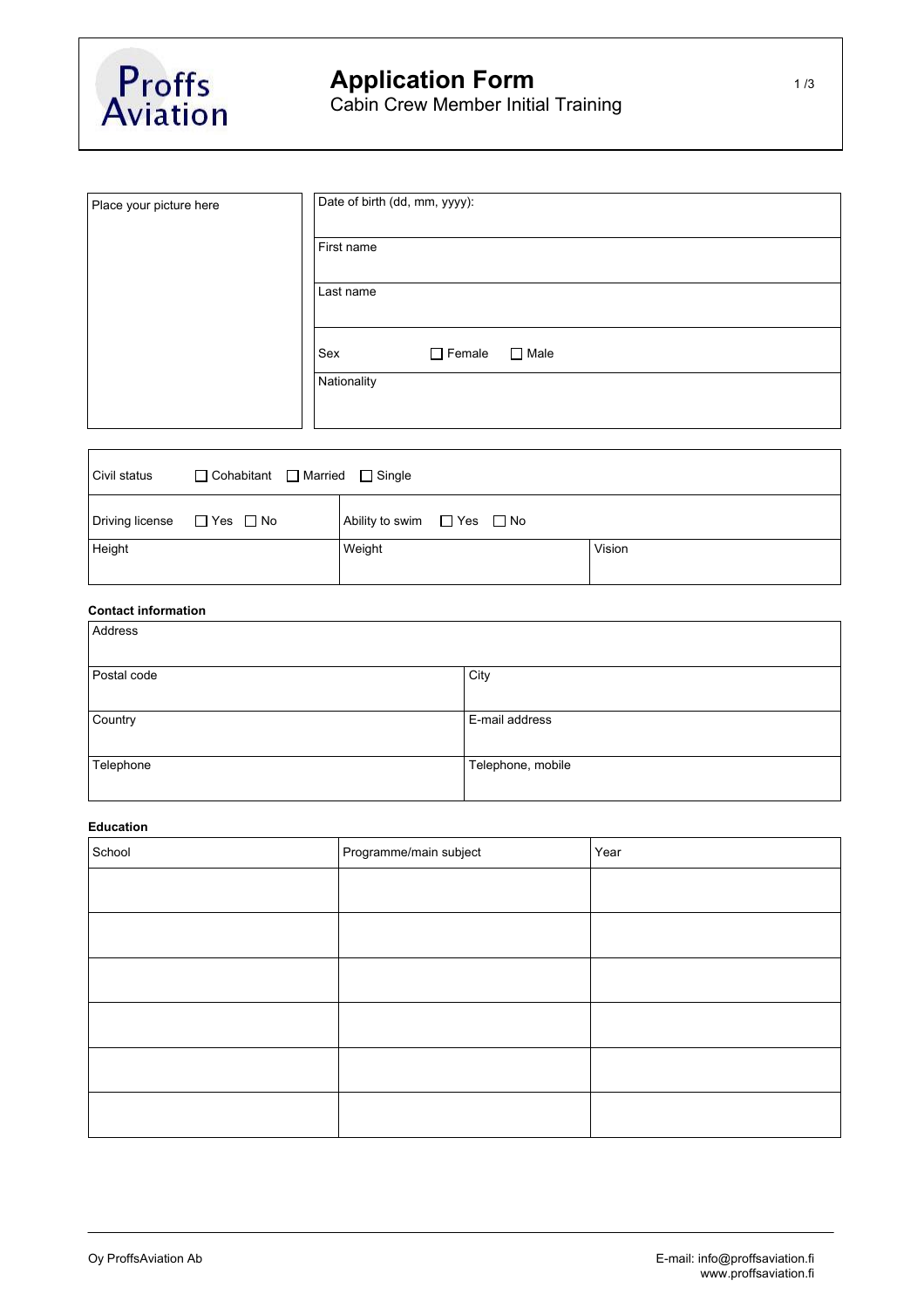# Application Form

Cabin Crew Member Initial Training

| Place your picture here | Date of birth (dd, mm, yyyy): |
|---|---|
| | First name |
| | Last name |
| | Sex ☐ Female ☐ Male |
| | Nationality |

| Civil status ☐ Cohabitant ☐ Married ☐ Single | | |
|---|---|---|
| Driving license ☐ Yes ☐ No | Ability to swim ☐ Yes ☐ No | |
| Height | Weight | Vision |

**Contact information**

| Address | |
|---|---|
| Postal code | City |
| Country | E-mail address |
| Telephone | Telephone, mobile |

**Education**

| School | Programme/main subject | Year |
|---|---|---|
| | | |
| | | |
| | | |
| | | |
| | | |
| | | |

Oy ProffsAviation Ab

E-mail: info@proffsaviation.fi
www.proffsaviation.fi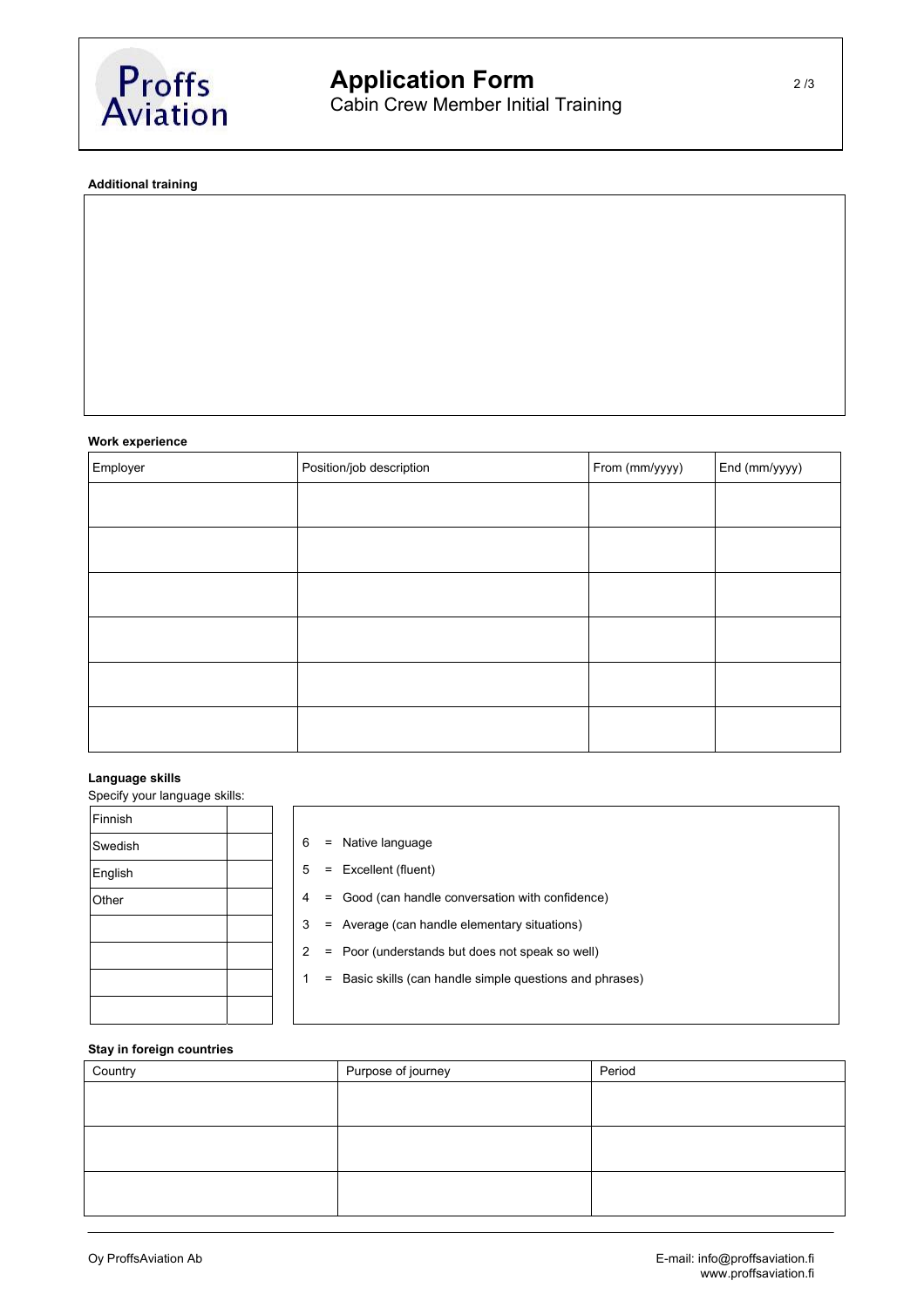**Additional training**

**Work experience**

| Employer | Position/job description | From (mm/yyyy) | End (mm/yyyy) |
|---|---|---|---|
| | | | |
| | | | |
| | | | |
| | | | |
| | | | |
| | | | |

**Language skills**

Specify your language skills:

| Language | Level |
|---|---|
| Finnish | |
| Swedish | |
| English | |
| Other | |
| | |
| | |
| | |
| | |

6 = Native language

5 = Excellent (fluent)

4 = Good (can handle conversation with confidence)

3 = Average (can handle elementary situations)

2 = Poor (understands but does not speak so well)

1 = Basic skills (can handle simple questions and phrases)

**Stay in foreign countries**

| Country | Purpose of journey | Period |
|---|---|---|
| | | |
| | | |
| | | |

Oy ProffsAviation Ab

E-mail: info@proffsaviation.fi
www.proffsaviation.fi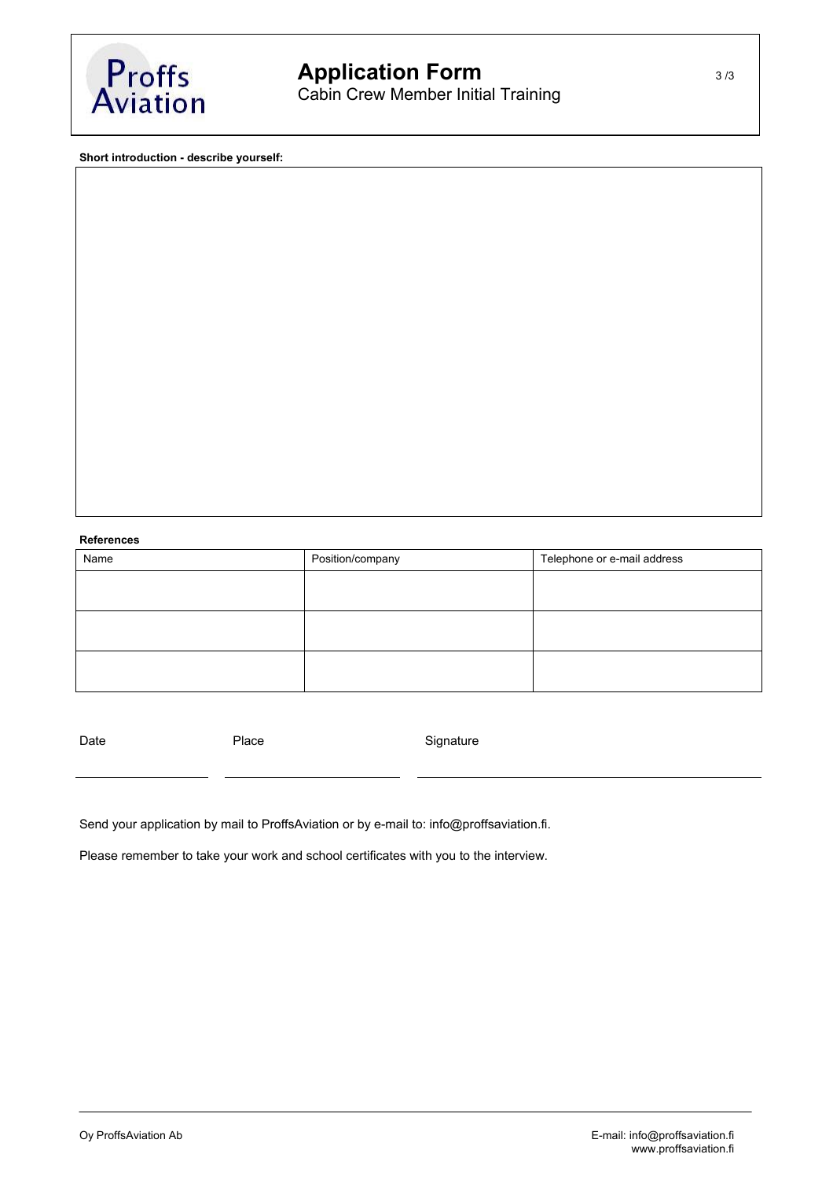# Application Form
Cabin Crew Member Initial Training

**Short introduction - describe yourself:**

**References**

| Name | Position/company | Telephone or e-mail address |
| --- | --- | --- |
| | | |
| | | |
| | | |

Date ____________ Place ____________ Signature ____________

Send your application by mail to ProffsAviation or by e-mail to: info@proffsaviation.fi.

Please remember to take your work and school certificates with you to the interview.